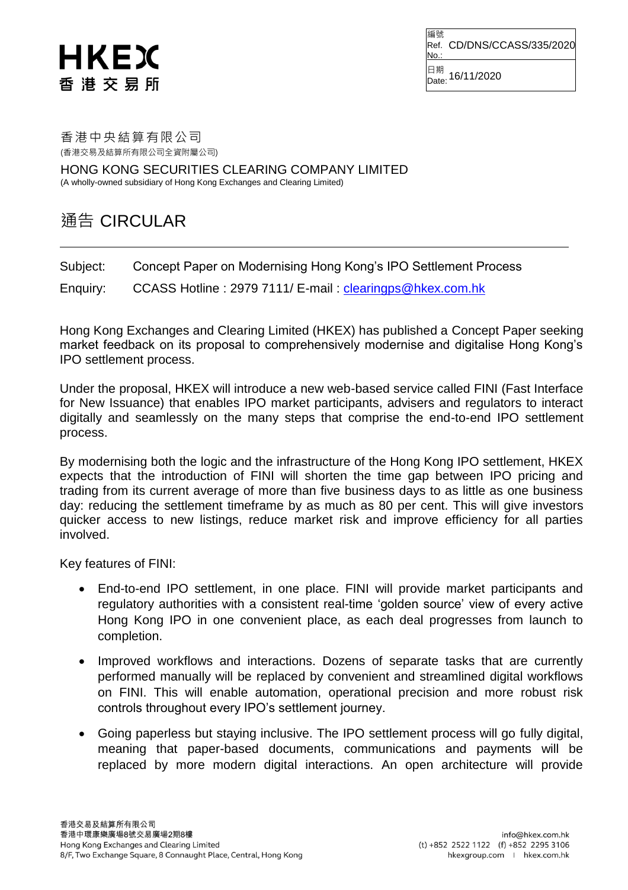HKEX
香港交易所

| 編號 Ref. No.: | CD/DNS/CCASS/335/2020 |
|---|---|
| 日期 Date: | 16/11/2020 |

香港中央結算有限公司
(香港交易及結算所有限公司全資附屬公司)

HONG KONG SECURITIES CLEARING COMPANY LIMITED
(A wholly-owned subsidiary of Hong Kong Exchanges and Clearing Limited)

# 通告 CIRCULAR

Subject: Concept Paper on Modernising Hong Kong's IPO Settlement Process

Enquiry: CCASS Hotline : 2979 7111/ E-mail : clearingps@hkex.com.hk

Hong Kong Exchanges and Clearing Limited (HKEX) has published a Concept Paper seeking market feedback on its proposal to comprehensively modernise and digitalise Hong Kong's IPO settlement process.

Under the proposal, HKEX will introduce a new web-based service called FINI (Fast Interface for New Issuance) that enables IPO market participants, advisers and regulators to interact digitally and seamlessly on the many steps that comprise the end-to-end IPO settlement process.

By modernising both the logic and the infrastructure of the Hong Kong IPO settlement, HKEX expects that the introduction of FINI will shorten the time gap between IPO pricing and trading from its current average of more than five business days to as little as one business day: reducing the settlement timeframe by as much as 80 per cent. This will give investors quicker access to new listings, reduce market risk and improve efficiency for all parties involved.

Key features of FINI:

- End-to-end IPO settlement, in one place. FINI will provide market participants and regulatory authorities with a consistent real-time 'golden source' view of every active Hong Kong IPO in one convenient place, as each deal progresses from launch to completion.
- Improved workflows and interactions. Dozens of separate tasks that are currently performed manually will be replaced by convenient and streamlined digital workflows on FINI. This will enable automation, operational precision and more robust risk controls throughout every IPO's settlement journey.
- Going paperless but staying inclusive. The IPO settlement process will go fully digital, meaning that paper-based documents, communications and payments will be replaced by more modern digital interactions. An open architecture will provide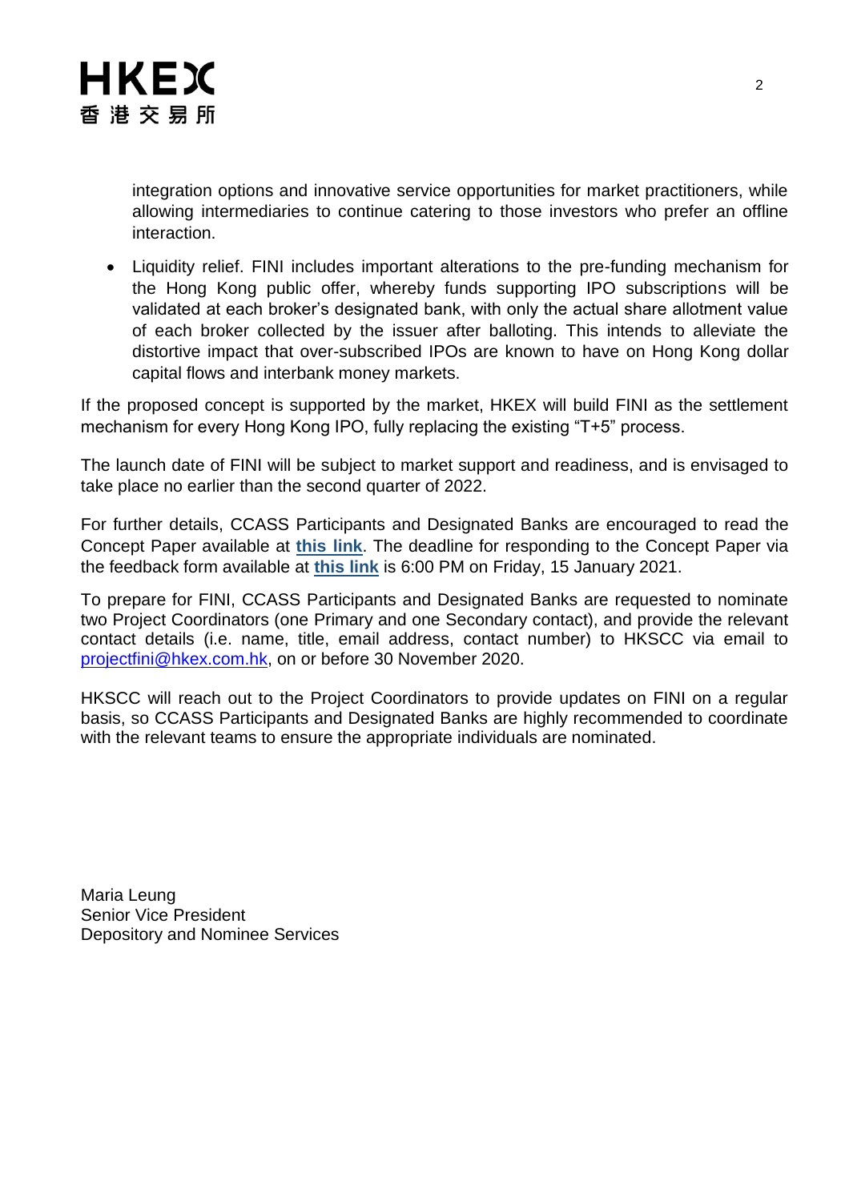integration options and innovative service opportunities for market practitioners, while allowing intermediaries to continue catering to those investors who prefer an offline interaction.

- Liquidity relief. FINI includes important alterations to the pre-funding mechanism for the Hong Kong public offer, whereby funds supporting IPO subscriptions will be validated at each broker's designated bank, with only the actual share allotment value of each broker collected by the issuer after balloting. This intends to alleviate the distortive impact that over-subscribed IPOs are known to have on Hong Kong dollar capital flows and interbank money markets.

If the proposed concept is supported by the market, HKEX will build FINI as the settlement mechanism for every Hong Kong IPO, fully replacing the existing "T+5" process.

The launch date of FINI will be subject to market support and readiness, and is envisaged to take place no earlier than the second quarter of 2022.

For further details, CCASS Participants and Designated Banks are encouraged to read the Concept Paper available at **this link**. The deadline for responding to the Concept Paper via the feedback form available at **this link** is 6:00 PM on Friday, 15 January 2021.

To prepare for FINI, CCASS Participants and Designated Banks are requested to nominate two Project Coordinators (one Primary and one Secondary contact), and provide the relevant contact details (i.e. name, title, email address, contact number) to HKSCC via email to projectfini@hkex.com.hk, on or before 30 November 2020.

HKSCC will reach out to the Project Coordinators to provide updates on FINI on a regular basis, so CCASS Participants and Designated Banks are highly recommended to coordinate with the relevant teams to ensure the appropriate individuals are nominated.

Maria Leung
Senior Vice President
Depository and Nominee Services